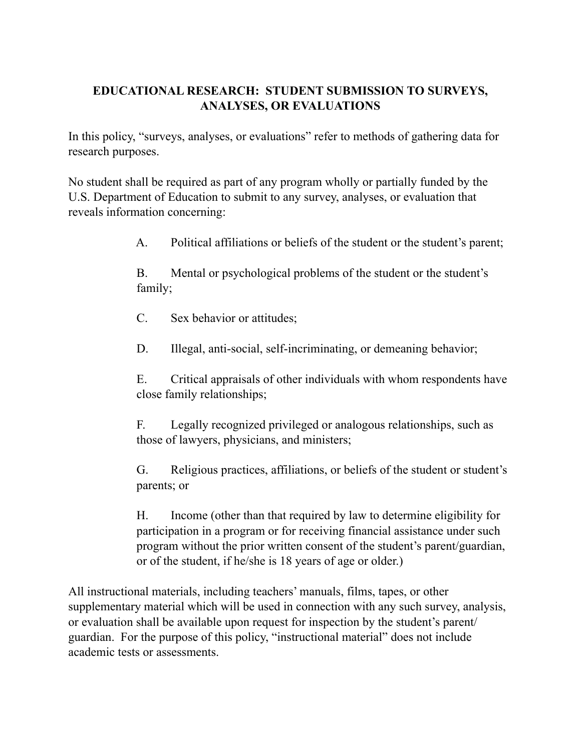# EDUCATIONAL RESEARCH: STUDENT SUBMISSION TO SURVEYS, ANALYSES, OR EVALUATIONS

In this policy, "surveys, analyses, or evaluations" refer to methods of gathering data for research purposes.

No student shall be required as part of any program wholly or partially funded by the U.S. Department of Education to submit to any survey, analyses, or evaluation that reveals information concerning:

A. Political affiliations or beliefs of the student or the student's parent;

B. Mental or psychological problems of the student or the student's family;

C. Sex behavior or attitudes;

D. Illegal, anti-social, self-incriminating, or demeaning behavior;

E. Critical appraisals of other individuals with whom respondents have close family relationships;

F. Legally recognized privileged or analogous relationships, such as those of lawyers, physicians, and ministers;

G. Religious practices, affiliations, or beliefs of the student or student's parents; or

H. Income (other than that required by law to determine eligibility for participation in a program or for receiving financial assistance under such program without the prior written consent of the student's parent/guardian, or of the student, if he/she is 18 years of age or older.)

All instructional materials, including teachers' manuals, films, tapes, or other supplementary material which will be used in connection with any such survey, analysis, or evaluation shall be available upon request for inspection by the student's parent/guardian. For the purpose of this policy, "instructional material" does not include academic tests or assessments.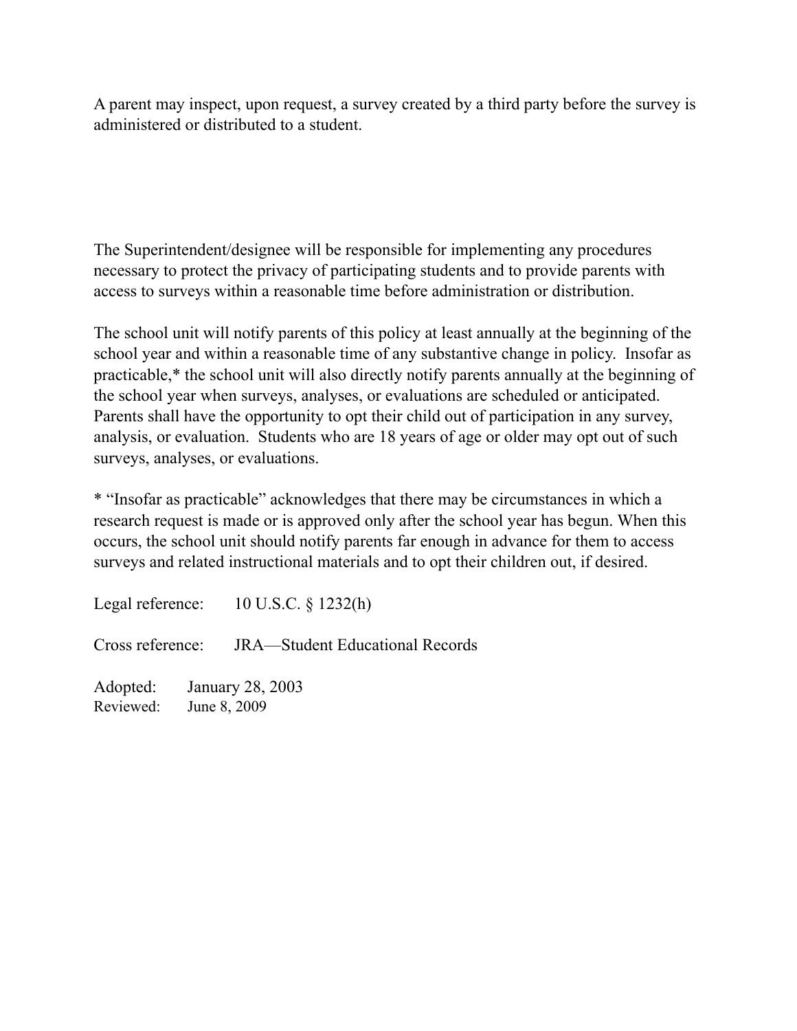A parent may inspect, upon request, a survey created by a third party before the survey is administered or distributed to a student.

The Superintendent/designee will be responsible for implementing any procedures necessary to protect the privacy of participating students and to provide parents with access to surveys within a reasonable time before administration or distribution.

The school unit will notify parents of this policy at least annually at the beginning of the school year and within a reasonable time of any substantive change in policy. Insofar as practicable,* the school unit will also directly notify parents annually at the beginning of the school year when surveys, analyses, or evaluations are scheduled or anticipated. Parents shall have the opportunity to opt their child out of participation in any survey, analysis, or evaluation. Students who are 18 years of age or older may opt out of such surveys, analyses, or evaluations.

* "Insofar as practicable" acknowledges that there may be circumstances in which a research request is made or is approved only after the school year has begun. When this occurs, the school unit should notify parents far enough in advance for them to access surveys and related instructional materials and to opt their children out, if desired.

Legal reference: 10 U.S.C. § 1232(h)

Cross reference: JRA—Student Educational Records

Adopted: January 28, 2003
Reviewed: June 8, 2009